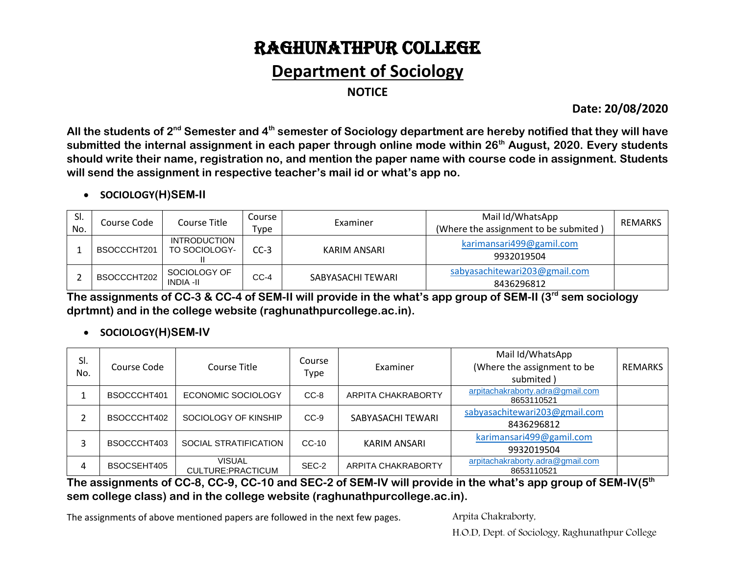# RAGHUNATHPUR COLLEGE

## Department of Sociology

### NOTICE

**Date: 20/08/2020**

**All the students of 2nd Semester and 4th semester of Sociology department are hereby notified that they will have submitted the internal assignment in each paper through online mode within 26th August, 2020. Every students should write their name, registration no, and mention the paper name with course code in assignment. Students will send the assignment in respective teacher's mail id or what's app no.**

- **SOCIOLOGY(H)SEM-II**

| Sl. No. | Course Code | Course Title | Course Type | Examiner | Mail Id/WhatsApp (Where the assignment to be submited ) | REMARKS |
|---|---|---|---|---|---|---|
| 1 | BSOCCCHT201 | INTRODUCTION TO SOCIOLOGY-II | CC-3 | KARIM ANSARI | karimansari499@gamil.com 9932019504 | |
| 2 | BSOCCCHT202 | SOCIOLOGY OF INDIA -II | CC-4 | SABYASACHI TEWARI | sabyasachitewari203@gmail.com 8436296812 | |

**The assignments of CC-3 & CC-4 of SEM-II will provide in the what's app group of SEM-II (3rd sem sociology dprtmnt) and in the college website (raghunathpurcollege.ac.in).**

- **SOCIOLOGY(H)SEM-IV**

| Sl. No. | Course Code | Course Title | Course Type | Examiner | Mail Id/WhatsApp (Where the assignment to be submited ) | REMARKS |
|---|---|---|---|---|---|---|
| 1 | BSOCCCHT401 | ECONOMIC SOCIOLOGY | CC-8 | ARPITA CHAKRABORTY | arpitachakraborty.adra@gmail.com 8653110521 | |
| 2 | BSOCCCHT402 | SOCIOLOGY OF KINSHIP | CC-9 | SABYASACHI TEWARI | sabyasachitewari203@gmail.com 8436296812 | |
| 3 | BSOCCCHT403 | SOCIAL STRATIFICATION | CC-10 | KARIM ANSARI | karimansari499@gamil.com 9932019504 | |
| 4 | BSOCSEHT405 | VISUAL CULTURE:PRACTICUM | SEC-2 | ARPITA CHAKRABORTY | arpitachakraborty.adra@gmail.com 8653110521 | |

**The assignments of CC-8, CC-9, CC-10 and SEC-2 of SEM-IV will provide in the what's app group of SEM-IV(5th sem college class) and in the college website (raghunathpurcollege.ac.in).**

The assignments of above mentioned papers are followed in the next few pages.

Arpita Chakraborty,

H.O.D, Dept. of Sociology, Raghunathpur College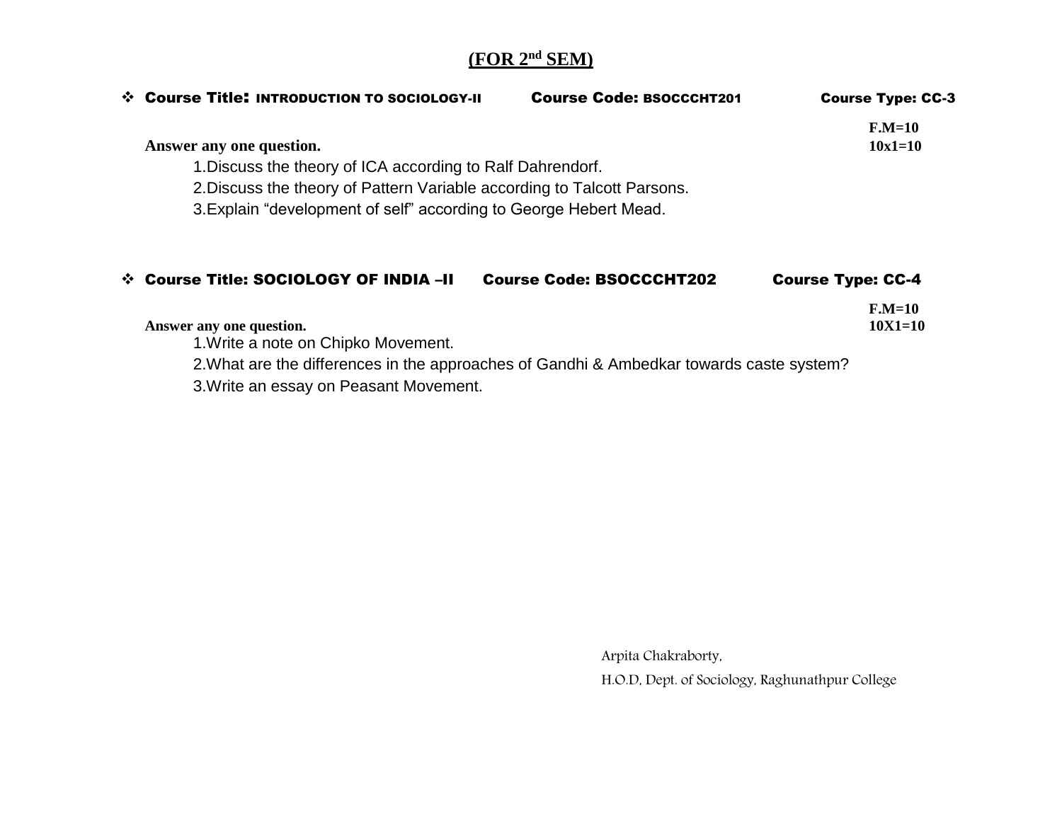# (FOR 2nd SEM)

- **Course Title: INTRODUCTION TO SOCIOLOGY-II** **Course Code: BSOCCCHT201** **Course Type: CC-3**

**F.M=10**

**Answer any one question.** **10x1=10**

1. Discuss the theory of ICA according to Ralf Dahrendorf.
2. Discuss the theory of Pattern Variable according to Talcott Parsons.
3. Explain "development of self" according to George Hebert Mead.

- **Course Title: SOCIOLOGY OF INDIA –II** **Course Code: BSOCCCHT202** **Course Type: CC-4**

**F.M=10**

**Answer any one question.** **10X1=10**

1. Write a note on Chipko Movement.
2. What are the differences in the approaches of Gandhi & Ambedkar towards caste system?
3. Write an essay on Peasant Movement.

Arpita Chakraborty,

H.O.D, Dept. of Sociology, Raghunathpur College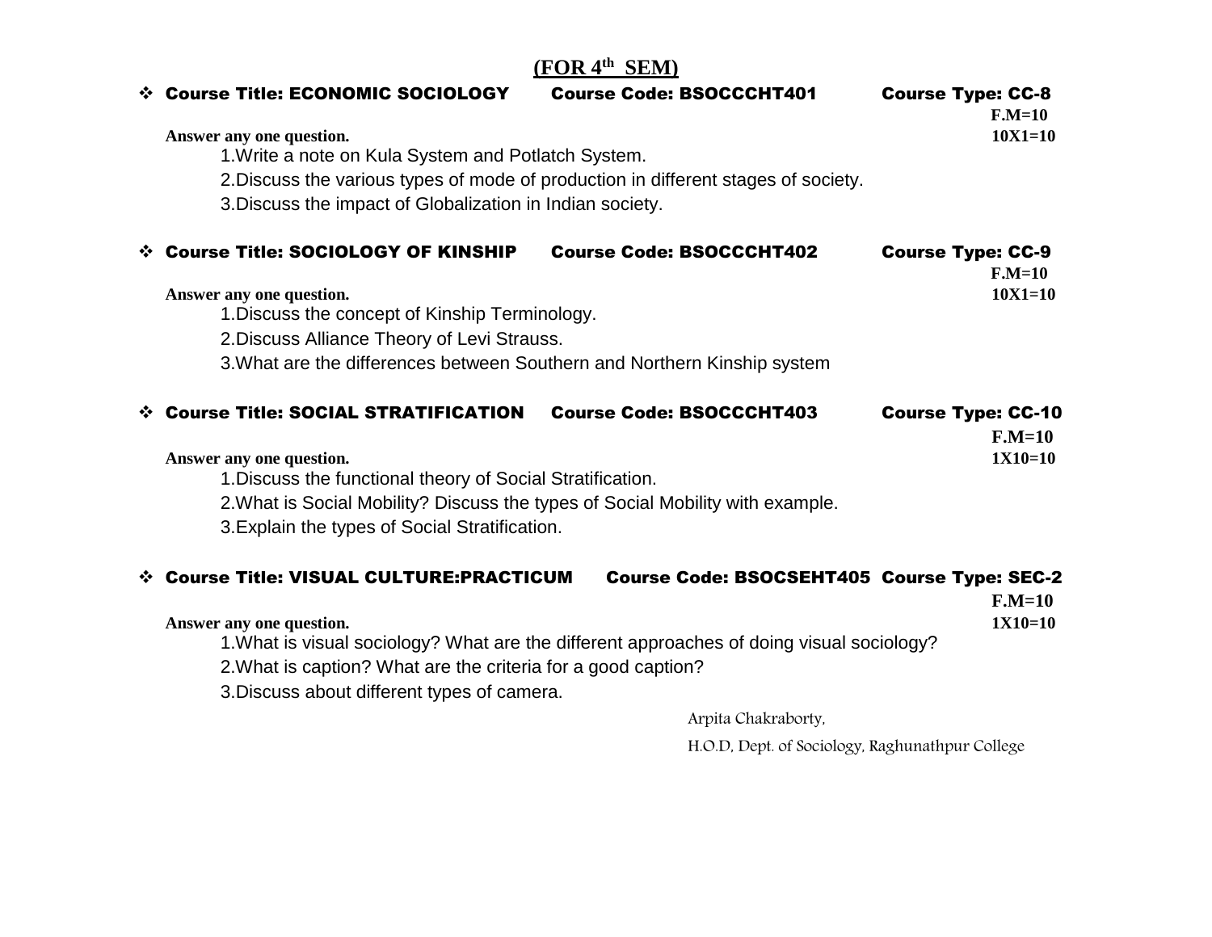## (FOR 4th SEM)

- **Course Title: ECONOMIC SOCIOLOGY** **Course Code: BSOCCCHT401** **Course Type: CC-8**

**F.M=10**

**Answer any one question.** **10X1=10**

1. Write a note on Kula System and Potlatch System.
2. Discuss the various types of mode of production in different stages of society.
3. Discuss the impact of Globalization in Indian society.

- **Course Title: SOCIOLOGY OF KINSHIP** **Course Code: BSOCCCHT402** **Course Type: CC-9**

**F.M=10**

**Answer any one question.** **10X1=10**

1. Discuss the concept of Kinship Terminology.
2. Discuss Alliance Theory of Levi Strauss.
3. What are the differences between Southern and Northern Kinship system

- **Course Title: SOCIAL STRATIFICATION** **Course Code: BSOCCCHT403** **Course Type: CC-10**

**F.M=10**

**Answer any one question.** **1X10=10**

1. Discuss the functional theory of Social Stratification.
2. What is Social Mobility? Discuss the types of Social Mobility with example.
3. Explain the types of Social Stratification.

- **Course Title: VISUAL CULTURE:PRACTICUM** **Course Code: BSOCSEHT405** **Course Type: SEC-2**

**F.M=10**

**Answer any one question.** **1X10=10**

1. What is visual sociology? What are the different approaches of doing visual sociology?
2. What is caption? What are the criteria for a good caption?
3. Discuss about different types of camera.

Arpita Chakraborty,

H.O.D, Dept. of Sociology, Raghunathpur College